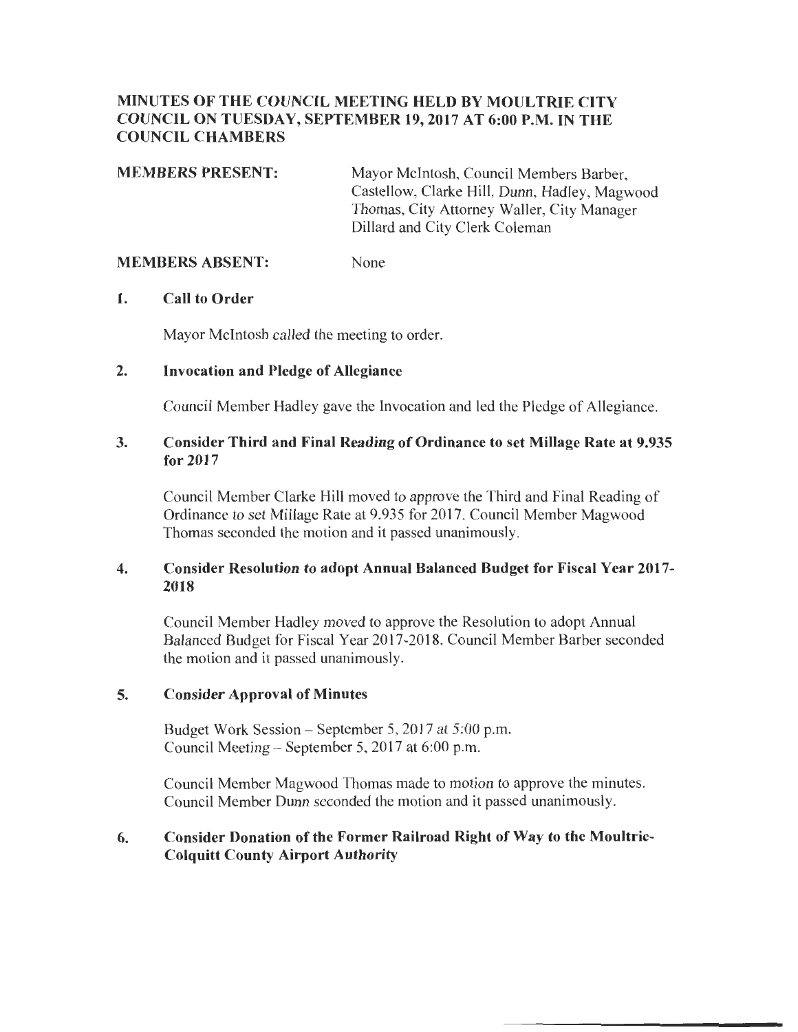# MINUTES OF THE COUNCIL MEETING HELD BY MOULTRIE CITY COUNCIL ON TUESDAY, SEPTEMBER 19, 2017 AT 6:00 P.M. IN THE COUNCIL CHAMBERS

**MEMBERS PRESENT:** Mayor McIntosh, Council Members Barber, Castellow, Clarke Hill, Dunn, Hadley, Magwood Thomas, City Attorney Waller, City Manager Dillard and City Clerk Coleman

**MEMBERS ABSENT:** None

## 1. Call to Order

Mayor McIntosh called the meeting to order.

## 2. Invocation and Pledge of Allegiance

Council Member Hadley gave the Invocation and led the Pledge of Allegiance.

## 3. Consider Third and Final Reading of Ordinance to set Millage Rate at 9.935 for 2017

Council Member Clarke Hill moved to approve the Third and Final Reading of Ordinance to set Millage Rate at 9.935 for 2017. Council Member Magwood Thomas seconded the motion and it passed unanimously.

## 4. Consider Resolution to adopt Annual Balanced Budget for Fiscal Year 2017-2018

Council Member Hadley moved to approve the Resolution to adopt Annual Balanced Budget for Fiscal Year 2017-2018. Council Member Barber seconded the motion and it passed unanimously.

## 5. Consider Approval of Minutes

Budget Work Session – September 5, 2017 at 5:00 p.m.
Council Meeting – September 5, 2017 at 6:00 p.m.

Council Member Magwood Thomas made to motion to approve the minutes. Council Member Dunn seconded the motion and it passed unanimously.

## 6. Consider Donation of the Former Railroad Right of Way to the Moultrie-Colquitt County Airport Authority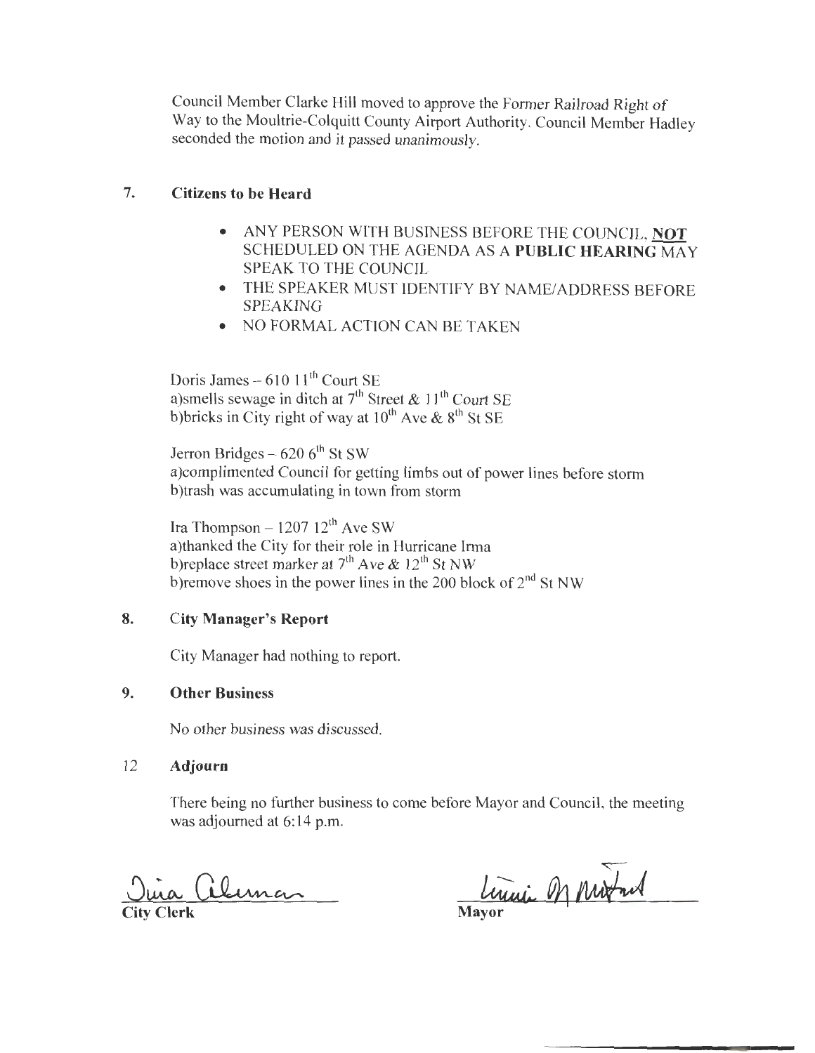Council Member Clarke Hill moved to approve the Former Railroad Right of Way to the Moultrie-Colquitt County Airport Authority. Council Member Hadley seconded the motion and it passed unanimously.

## 7. Citizens to be Heard

- ANY PERSON WITH BUSINESS BEFORE THE COUNCIL, **NOT** SCHEDULED ON THE AGENDA AS A **PUBLIC HEARING** MAY SPEAK TO THE COUNCIL
- THE SPEAKER MUST IDENTIFY BY NAME/ADDRESS BEFORE SPEAKING
- NO FORMAL ACTION CAN BE TAKEN

Doris James – 610 11th Court SE
a)smells sewage in ditch at 7th Street & 11th Court SE
b)bricks in City right of way at 10th Ave & 8th St SE

Jerron Bridges – 620 6th St SW
a)complimented Council for getting limbs out of power lines before storm
b)trash was accumulating in town from storm

Ira Thompson – 1207 12th Ave SW
a)thanked the City for their role in Hurricane Irma
b)replace street marker at 7th Ave & 12th St NW
b)remove shoes in the power lines in the 200 block of 2nd St NW

## 8. City Manager's Report

City Manager had nothing to report.

## 9. Other Business

No other business was discussed.

## 12 Adjourn

There being no further business to come before Mayor and Council, the meeting was adjourned at 6:14 p.m.

Sina Coleman
**City Clerk**

Lennie M Mitford
**Mayor**